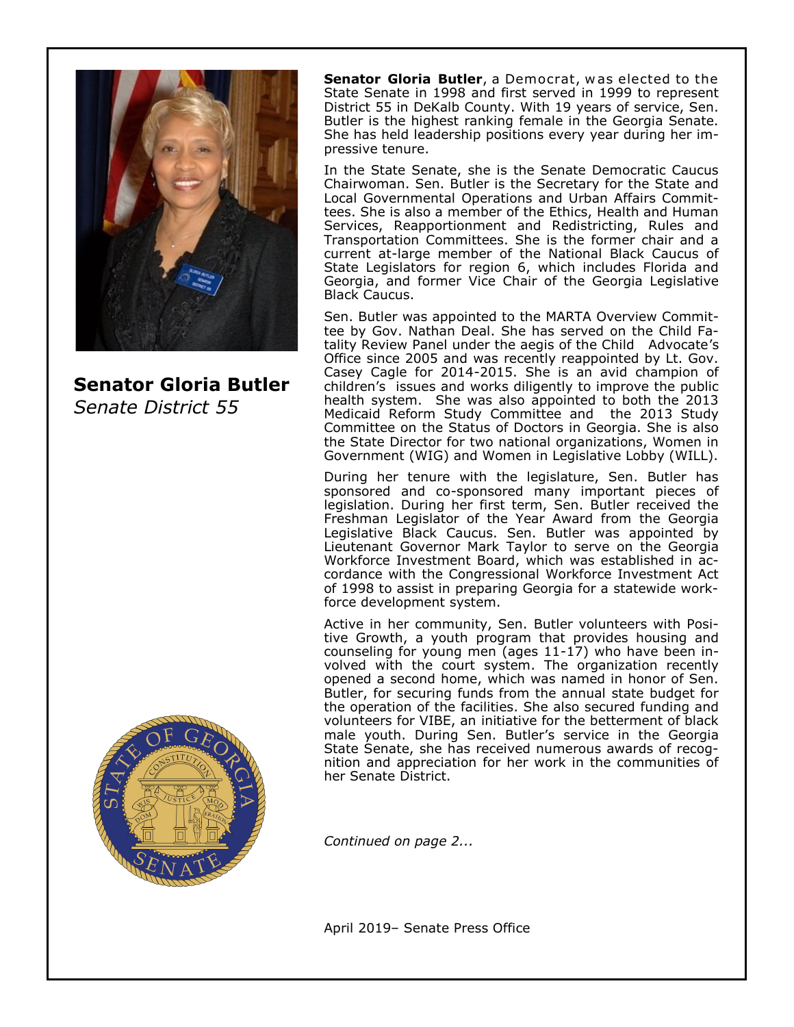# Senator Gloria Butler

*Senate District 55*

**Senator Gloria Butler**, a Democrat, was elected to the State Senate in 1998 and first served in 1999 to represent District 55 in DeKalb County. With 19 years of service, Sen. Butler is the highest ranking female in the Georgia Senate. She has held leadership positions every year during her impressive tenure.

In the State Senate, she is the Senate Democratic Caucus Chairwoman. Sen. Butler is the Secretary for the State and Local Governmental Operations and Urban Affairs Committees. She is also a member of the Ethics, Health and Human Services, Reapportionment and Redistricting, Rules and Transportation Committees. She is the former chair and a current at-large member of the National Black Caucus of State Legislators for region 6, which includes Florida and Georgia, and former Vice Chair of the Georgia Legislative Black Caucus.

Sen. Butler was appointed to the MARTA Overview Committee by Gov. Nathan Deal. She has served on the Child Fatality Review Panel under the aegis of the Child Advocate's Office since 2005 and was recently reappointed by Lt. Gov. Casey Cagle for 2014-2015. She is an avid champion of children's issues and works diligently to improve the public health system. She was also appointed to both the 2013 Medicaid Reform Study Committee and the 2013 Study Committee on the Status of Doctors in Georgia. She is also the State Director for two national organizations, Women in Government (WIG) and Women in Legislative Lobby (WILL).

During her tenure with the legislature, Sen. Butler has sponsored and co-sponsored many important pieces of legislation. During her first term, Sen. Butler received the Freshman Legislator of the Year Award from the Georgia Legislative Black Caucus. Sen. Butler was appointed by Lieutenant Governor Mark Taylor to serve on the Georgia Workforce Investment Board, which was established in accordance with the Congressional Workforce Investment Act of 1998 to assist in preparing Georgia for a statewide workforce development system.

Active in her community, Sen. Butler volunteers with Positive Growth, a youth program that provides housing and counseling for young men (ages 11-17) who have been involved with the court system. The organization recently opened a second home, which was named in honor of Sen. Butler, for securing funds from the annual state budget for the operation of the facilities. She also secured funding and volunteers for VIBE, an initiative for the betterment of black male youth. During Sen. Butler's service in the Georgia State Senate, she has received numerous awards of recognition and appreciation for her work in the communities of her Senate District.

*Continued on page 2...*

April 2019– Senate Press Office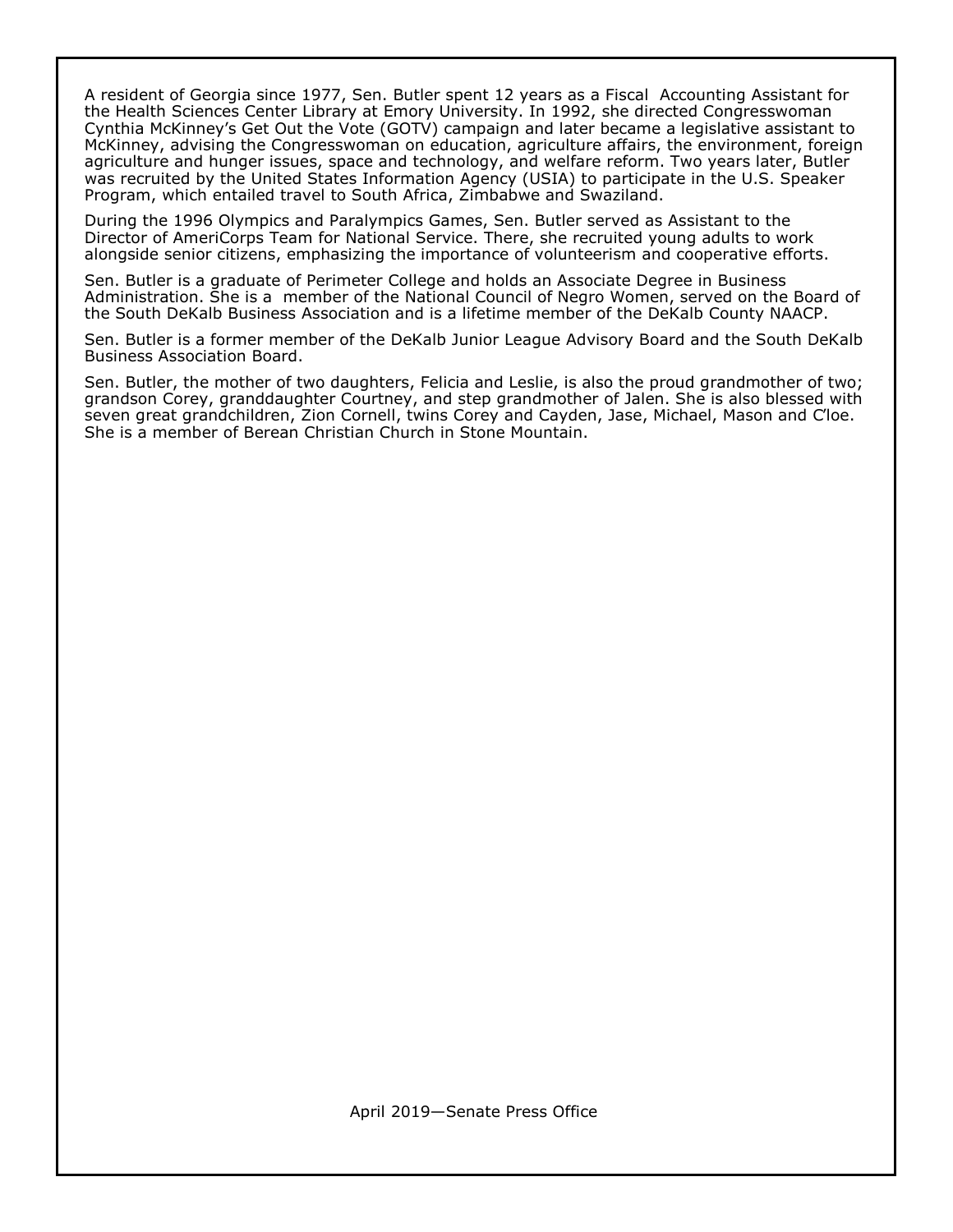A resident of Georgia since 1977, Sen. Butler spent 12 years as a Fiscal Accounting Assistant for the Health Sciences Center Library at Emory University. In 1992, she directed Congresswoman Cynthia McKinney's Get Out the Vote (GOTV) campaign and later became a legislative assistant to McKinney, advising the Congresswoman on education, agriculture affairs, the environment, foreign agriculture and hunger issues, space and technology, and welfare reform. Two years later, Butler was recruited by the United States Information Agency (USIA) to participate in the U.S. Speaker Program, which entailed travel to South Africa, Zimbabwe and Swaziland.

During the 1996 Olympics and Paralympics Games, Sen. Butler served as Assistant to the Director of AmeriCorps Team for National Service. There, she recruited young adults to work alongside senior citizens, emphasizing the importance of volunteerism and cooperative efforts.

Sen. Butler is a graduate of Perimeter College and holds an Associate Degree in Business Administration. She is a member of the National Council of Negro Women, served on the Board of the South DeKalb Business Association and is a lifetime member of the DeKalb County NAACP.

Sen. Butler is a former member of the DeKalb Junior League Advisory Board and the South DeKalb Business Association Board.

Sen. Butler, the mother of two daughters, Felicia and Leslie, is also the proud grandmother of two; grandson Corey, granddaughter Courtney, and step grandmother of Jalen. She is also blessed with seven great grandchildren, Zion Cornell, twins Corey and Cayden, Jase, Michael, Mason and C'loe. She is a member of Berean Christian Church in Stone Mountain.

April 2019—Senate Press Office